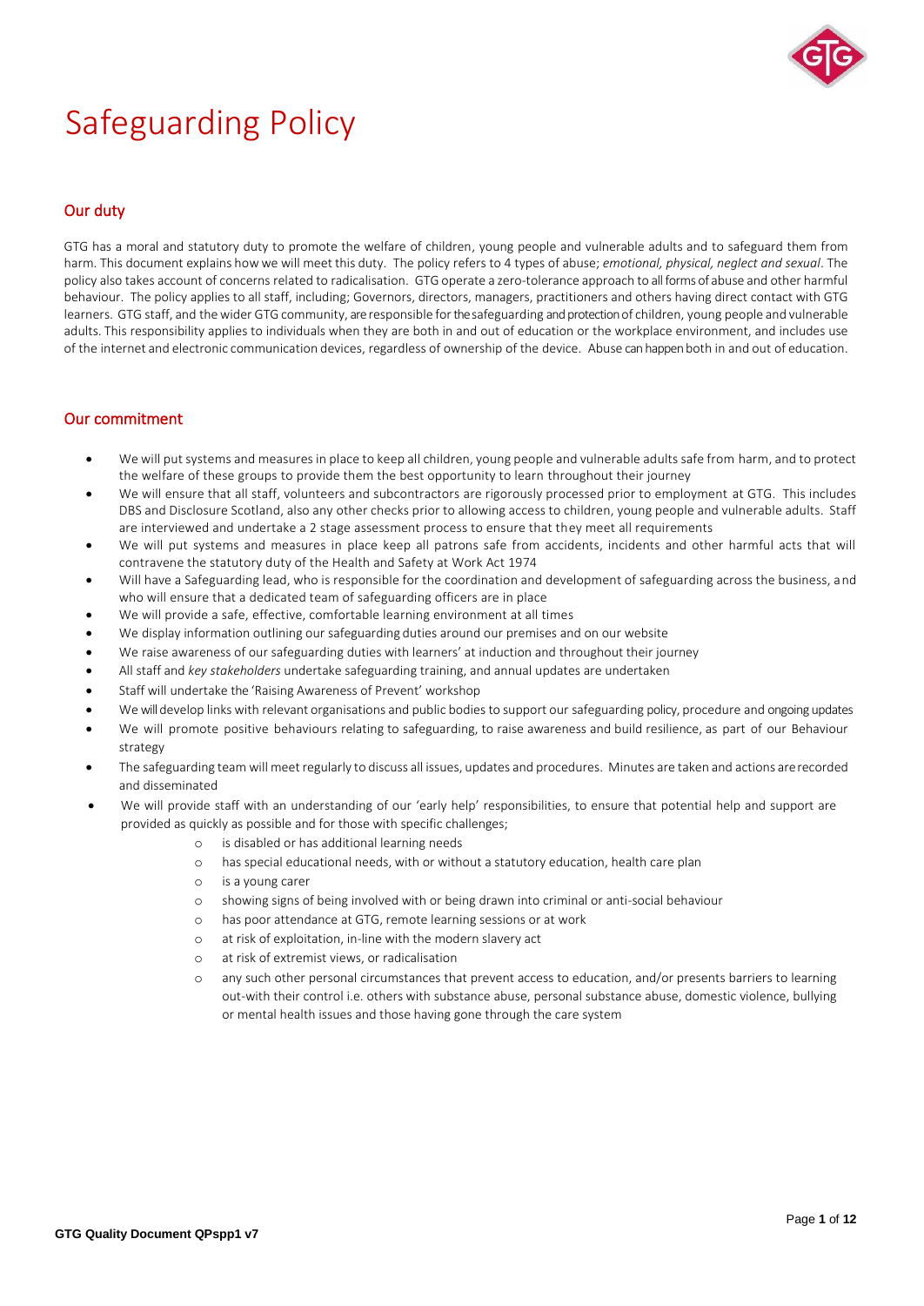# Safeguarding Policy

## Our duty

GTG has a moral and statutory duty to promote the welfare of children, young people and vulnerable adults and to safeguard them from harm. This document explains how we will meet this duty. The policy refers to 4 types of abuse; *emotional, physical, neglect and sexual*. The policy also takes account of concerns related to radicalisation. GTG operate a zero-tolerance approach to all forms of abuse and other harmful behaviour. The policy applies to all staff, including; Governors, directors, managers, practitioners and others having direct contact with GTG learners. GTG staff, and the wider GTG community, are responsible for the safeguarding and protection of children, young people and vulnerable adults. This responsibility applies to individuals when they are both in and out of education or the workplace environment, and includes use of the internet and electronic communication devices, regardless of ownership of the device. Abuse can happen both in and out of education.

## Our commitment

- We will put systems and measures in place to keep all children, young people and vulnerable adults safe from harm, and to protect the welfare of these groups to provide them the best opportunity to learn throughout their journey
- We will ensure that all staff, volunteers and subcontractors are rigorously processed prior to employment at GTG. This includes DBS and Disclosure Scotland, also any other checks prior to allowing access to children, young people and vulnerable adults. Staff are interviewed and undertake a 2 stage assessment process to ensure that they meet all requirements
- We will put systems and measures in place keep all patrons safe from accidents, incidents and other harmful acts that will contravene the statutory duty of the Health and Safety at Work Act 1974
- Will have a Safeguarding lead, who is responsible for the coordination and development of safeguarding across the business, and who will ensure that a dedicated team of safeguarding officers are in place
- We will provide a safe, effective, comfortable learning environment at all times
- We display information outlining our safeguarding duties around our premises and on our website
- We raise awareness of our safeguarding duties with learners' at induction and throughout their journey
- All staff and *key stakeholders* undertake safeguarding training, and annual updates are undertaken
- Staff will undertake the 'Raising Awareness of Prevent' workshop
- We will develop links with relevant organisations and public bodies to support our safeguarding policy, procedure and ongoing updates
- We will promote positive behaviours relating to safeguarding, to raise awareness and build resilience, as part of our Behaviour strategy
- The safeguarding team will meet regularly to discuss all issues, updates and procedures. Minutes are taken and actions are recorded and disseminated
- We will provide staff with an understanding of our 'early help' responsibilities, to ensure that potential help and support are provided as quickly as possible and for those with specific challenges;
    - is disabled or has additional learning needs
    - has special educational needs, with or without a statutory education, health care plan
    - is a young carer
    - showing signs of being involved with or being drawn into criminal or anti-social behaviour
    - has poor attendance at GTG, remote learning sessions or at work
    - at risk of exploitation, in-line with the modern slavery act
    - at risk of extremist views, or radicalisation
    - any such other personal circumstances that prevent access to education, and/or presents barriers to learning out-with their control i.e. others with substance abuse, personal substance abuse, domestic violence, bullying or mental health issues and those having gone through the care system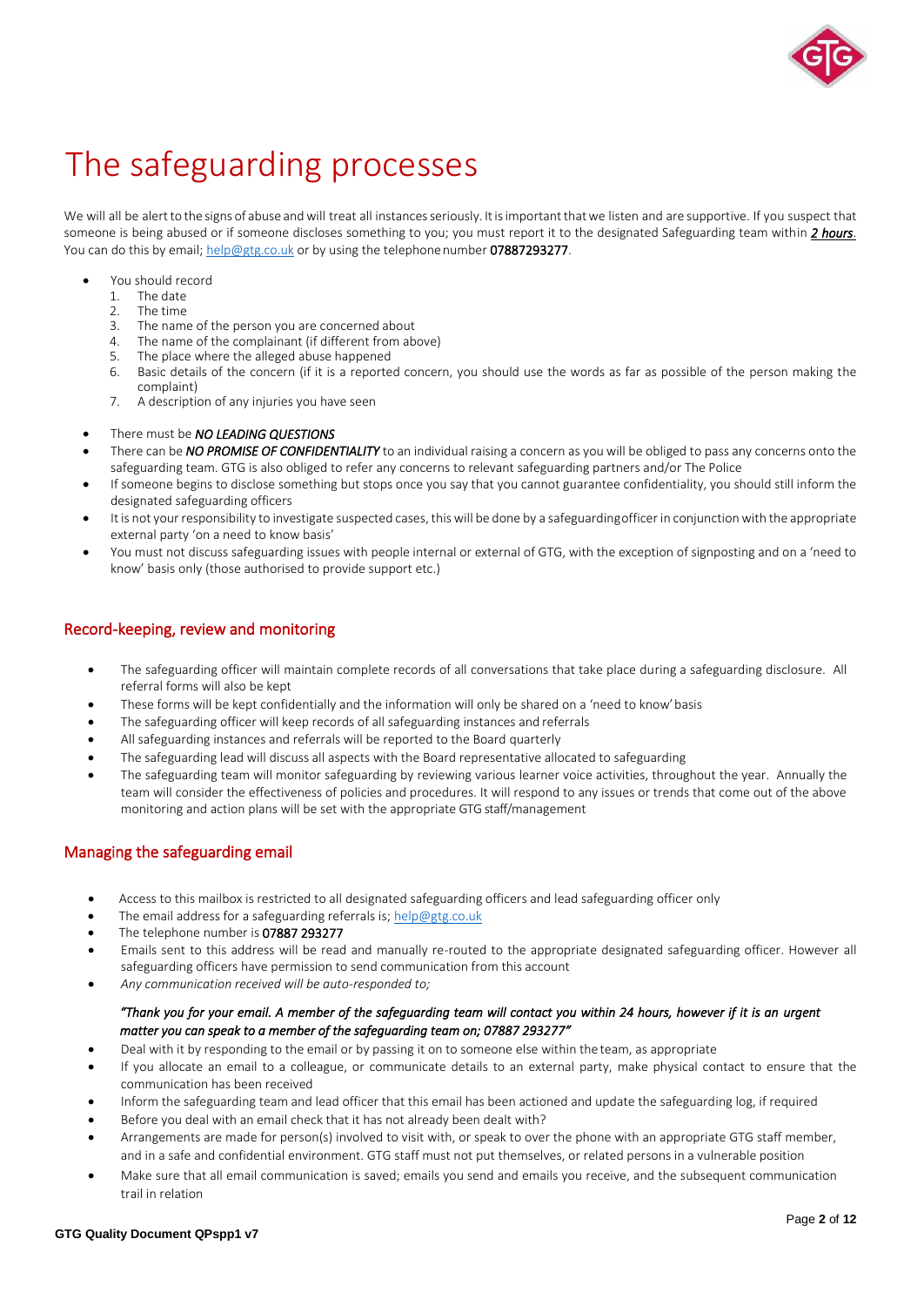# The safeguarding processes

We will all be alert to the signs of abuse and will treat all instances seriously. It is important that we listen and are supportive. If you suspect that someone is being abused or if someone discloses something to you; you must report it to the designated Safeguarding team within ***2 hours***. You can do this by email; help@gtg.co.uk or by using the telephone number **07887293277**.

- You should record
  1. The date
  2. The time
  3. The name of the person you are concerned about
  4. The name of the complainant (if different from above)
  5. The place where the alleged abuse happened
  6. Basic details of the concern (if it is a reported concern, you should use the words as far as possible of the person making the complaint)
  7. A description of any injuries you have seen

- There must be ***NO LEADING QUESTIONS***
- There can be ***NO PROMISE OF CONFIDENTIALITY*** to an individual raising a concern as you will be obliged to pass any concerns onto the safeguarding team. GTG is also obliged to refer any concerns to relevant safeguarding partners and/or The Police
- If someone begins to disclose something but stops once you say that you cannot guarantee confidentiality, you should still inform the designated safeguarding officers
- It is not your responsibility to investigate suspected cases, this will be done by a safeguarding officer in conjunction with the appropriate external party 'on a need to know basis'
- You must not discuss safeguarding issues with people internal or external of GTG, with the exception of signposting and on a 'need to know' basis only (those authorised to provide support etc.)

## Record-keeping, review and monitoring

- The safeguarding officer will maintain complete records of all conversations that take place during a safeguarding disclosure. All referral forms will also be kept
- These forms will be kept confidentially and the information will only be shared on a 'need to know' basis
- The safeguarding officer will keep records of all safeguarding instances and referrals
- All safeguarding instances and referrals will be reported to the Board quarterly
- The safeguarding lead will discuss all aspects with the Board representative allocated to safeguarding
- The safeguarding team will monitor safeguarding by reviewing various learner voice activities, throughout the year. Annually the team will consider the effectiveness of policies and procedures. It will respond to any issues or trends that come out of the above monitoring and action plans will be set with the appropriate GTG staff/management

## Managing the safeguarding email

- Access to this mailbox is restricted to all designated safeguarding officers and lead safeguarding officer only
- The email address for a safeguarding referrals is; help@gtg.co.uk
- The telephone number is **07887 293277**
- Emails sent to this address will be read and manually re-routed to the appropriate designated safeguarding officer. However all safeguarding officers have permission to send communication from this account
- *Any communication received will be auto-responded to;*

  *"Thank you for your email. A member of the safeguarding team will contact you within 24 hours, however if it is an urgent matter you can speak to a member of the safeguarding team on; 07887 293277"*
- Deal with it by responding to the email or by passing it on to someone else within the team, as appropriate
- If you allocate an email to a colleague, or communicate details to an external party, make physical contact to ensure that the communication has been received
- Inform the safeguarding team and lead officer that this email has been actioned and update the safeguarding log, if required
- Before you deal with an email check that it has not already been dealt with?
- Arrangements are made for person(s) involved to visit with, or speak to over the phone with an appropriate GTG staff member, and in a safe and confidential environment. GTG staff must not put themselves, or related persons in a vulnerable position
- Make sure that all email communication is saved; emails you send and emails you receive, and the subsequent communication trail in relation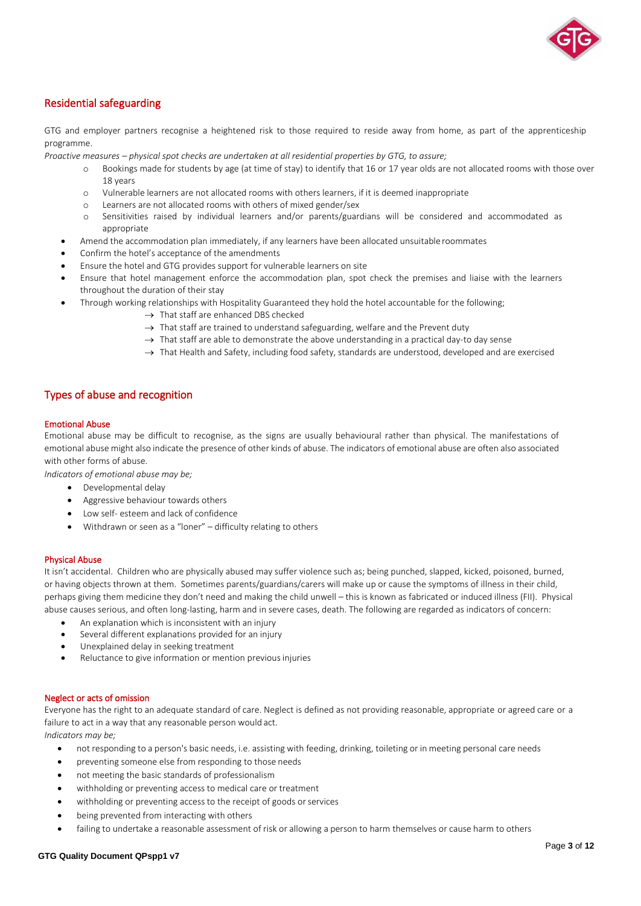## Residential safeguarding

GTG and employer partners recognise a heightened risk to those required to reside away from home, as part of the apprenticeship programme.

*Proactive measures – physical spot checks are undertaken at all residential properties by GTG, to assure;*

- Bookings made for students by age (at time of stay) to identify that 16 or 17 year olds are not allocated rooms with those over 18 years
- Vulnerable learners are not allocated rooms with others learners, if it is deemed inappropriate
- Learners are not allocated rooms with others of mixed gender/sex
- Sensitivities raised by individual learners and/or parents/guardians will be considered and accommodated as appropriate

- Amend the accommodation plan immediately, if any learners have been allocated unsuitable roommates
- Confirm the hotel's acceptance of the amendments
- Ensure the hotel and GTG provides support for vulnerable learners on site
- Ensure that hotel management enforce the accommodation plan, spot check the premises and liaise with the learners throughout the duration of their stay
- Through working relationships with Hospitality Guaranteed they hold the hotel accountable for the following;
  - → That staff are enhanced DBS checked
  - → That staff are trained to understand safeguarding, welfare and the Prevent duty
  - → That staff are able to demonstrate the above understanding in a practical day-to day sense
  - → That Health and Safety, including food safety, standards are understood, developed and are exercised

## Types of abuse and recognition

### Emotional Abuse

Emotional abuse may be difficult to recognise, as the signs are usually behavioural rather than physical. The manifestations of emotional abuse might also indicate the presence of other kinds of abuse. The indicators of emotional abuse are often also associated with other forms of abuse.

*Indicators of emotional abuse may be;*

- Developmental delay
- Aggressive behaviour towards others
- Low self- esteem and lack of confidence
- Withdrawn or seen as a "loner" – difficulty relating to others

### Physical Abuse

It isn't accidental. Children who are physically abused may suffer violence such as; being punched, slapped, kicked, poisoned, burned, or having objects thrown at them. Sometimes parents/guardians/carers will make up or cause the symptoms of illness in their child, perhaps giving them medicine they don't need and making the child unwell – this is known as fabricated or induced illness (FII). Physical abuse causes serious, and often long-lasting, harm and in severe cases, death. The following are regarded as indicators of concern:

- An explanation which is inconsistent with an injury
- Several different explanations provided for an injury
- Unexplained delay in seeking treatment
- Reluctance to give information or mention previous injuries

### Neglect or acts of omission

Everyone has the right to an adequate standard of care. Neglect is defined as not providing reasonable, appropriate or agreed care or a failure to act in a way that any reasonable person would act.

*Indicators may be;*

- not responding to a person's basic needs, i.e. assisting with feeding, drinking, toileting or in meeting personal care needs
- preventing someone else from responding to those needs
- not meeting the basic standards of professionalism
- withholding or preventing access to medical care or treatment
- withholding or preventing access to the receipt of goods or services
- being prevented from interacting with others
- failing to undertake a reasonable assessment of risk or allowing a person to harm themselves or cause harm to others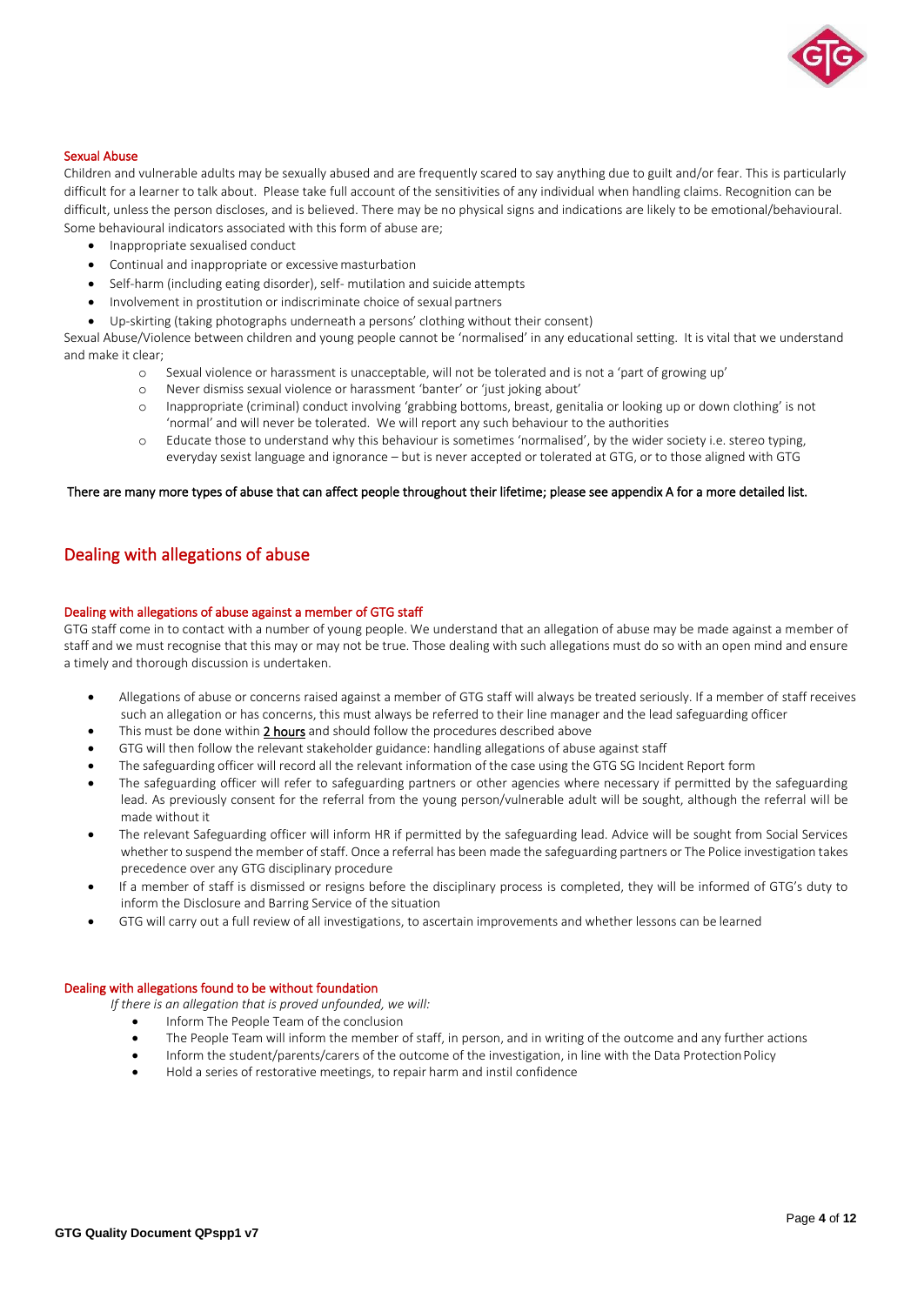### Sexual Abuse

Children and vulnerable adults may be sexually abused and are frequently scared to say anything due to guilt and/or fear. This is particularly difficult for a learner to talk about. Please take full account of the sensitivities of any individual when handling claims. Recognition can be difficult, unless the person discloses, and is believed. There may be no physical signs and indications are likely to be emotional/behavioural. Some behavioural indicators associated with this form of abuse are;

- Inappropriate sexualised conduct
- Continual and inappropriate or excessive masturbation
- Self-harm (including eating disorder), self- mutilation and suicide attempts
- Involvement in prostitution or indiscriminate choice of sexual partners
- Up-skirting (taking photographs underneath a persons' clothing without their consent)

Sexual Abuse/Violence between children and young people cannot be 'normalised' in any educational setting. It is vital that we understand and make it clear;

- Sexual violence or harassment is unacceptable, will not be tolerated and is not a 'part of growing up'
- Never dismiss sexual violence or harassment 'banter' or 'just joking about'
- Inappropriate (criminal) conduct involving 'grabbing bottoms, breast, genitalia or looking up or down clothing' is not 'normal' and will never be tolerated. We will report any such behaviour to the authorities
- Educate those to understand why this behaviour is sometimes 'normalised', by the wider society i.e. stereo typing, everyday sexist language and ignorance – but is never accepted or tolerated at GTG, or to those aligned with GTG

There are many more types of abuse that can affect people throughout their lifetime; please see appendix A for a more detailed list.

## Dealing with allegations of abuse

### Dealing with allegations of abuse against a member of GTG staff

GTG staff come in to contact with a number of young people. We understand that an allegation of abuse may be made against a member of staff and we must recognise that this may or may not be true. Those dealing with such allegations must do so with an open mind and ensure a timely and thorough discussion is undertaken.

- Allegations of abuse or concerns raised against a member of GTG staff will always be treated seriously. If a member of staff receives such an allegation or has concerns, this must always be referred to their line manager and the lead safeguarding officer
- This must be done within 2 hours and should follow the procedures described above
- GTG will then follow the relevant stakeholder guidance: handling allegations of abuse against staff
- The safeguarding officer will record all the relevant information of the case using the GTG SG Incident Report form
- The safeguarding officer will refer to safeguarding partners or other agencies where necessary if permitted by the safeguarding lead. As previously consent for the referral from the young person/vulnerable adult will be sought, although the referral will be made without it
- The relevant Safeguarding officer will inform HR if permitted by the safeguarding lead. Advice will be sought from Social Services whether to suspend the member of staff. Once a referral has been made the safeguarding partners or The Police investigation takes precedence over any GTG disciplinary procedure
- If a member of staff is dismissed or resigns before the disciplinary process is completed, they will be informed of GTG's duty to inform the Disclosure and Barring Service of the situation
- GTG will carry out a full review of all investigations, to ascertain improvements and whether lessons can be learned

### Dealing with allegations found to be without foundation

*If there is an allegation that is proved unfounded, we will:*

- Inform The People Team of the conclusion
- The People Team will inform the member of staff, in person, and in writing of the outcome and any further actions
- Inform the student/parents/carers of the outcome of the investigation, in line with the Data Protection Policy
- Hold a series of restorative meetings, to repair harm and instil confidence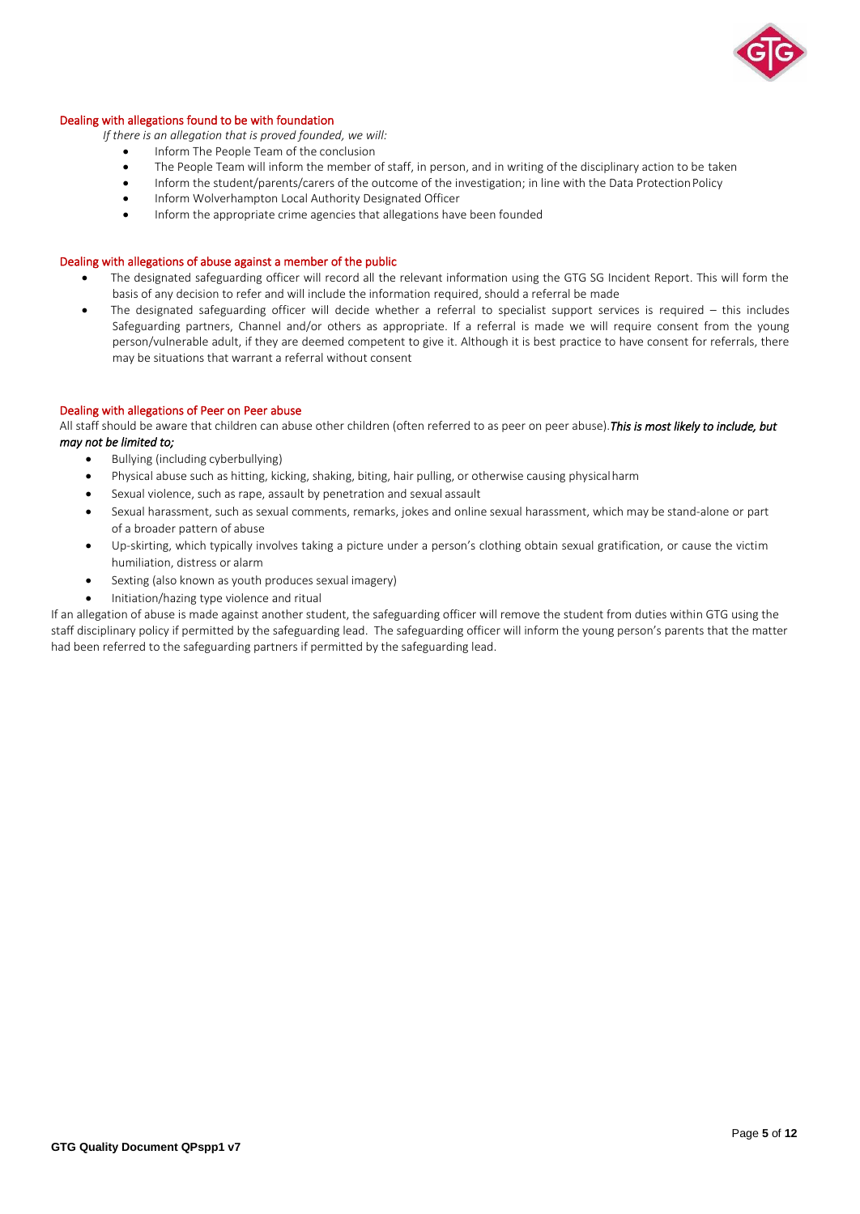### Dealing with allegations found to be with foundation

*If there is an allegation that is proved founded, we will:*

- Inform The People Team of the conclusion
- The People Team will inform the member of staff, in person, and in writing of the disciplinary action to be taken
- Inform the student/parents/carers of the outcome of the investigation; in line with the Data Protection Policy
- Inform Wolverhampton Local Authority Designated Officer
- Inform the appropriate crime agencies that allegations have been founded

### Dealing with allegations of abuse against a member of the public

- The designated safeguarding officer will record all the relevant information using the GTG SG Incident Report. This will form the basis of any decision to refer and will include the information required, should a referral be made
- The designated safeguarding officer will decide whether a referral to specialist support services is required – this includes Safeguarding partners, Channel and/or others as appropriate. If a referral is made we will require consent from the young person/vulnerable adult, if they are deemed competent to give it. Although it is best practice to have consent for referrals, there may be situations that warrant a referral without consent

### Dealing with allegations of Peer on Peer abuse

All staff should be aware that children can abuse other children (often referred to as peer on peer abuse).***This is most likely to include, but may not be limited to;***

- Bullying (including cyberbullying)
- Physical abuse such as hitting, kicking, shaking, biting, hair pulling, or otherwise causing physical harm
- Sexual violence, such as rape, assault by penetration and sexual assault
- Sexual harassment, such as sexual comments, remarks, jokes and online sexual harassment, which may be stand-alone or part of a broader pattern of abuse
- Up-skirting, which typically involves taking a picture under a person's clothing obtain sexual gratification, or cause the victim humiliation, distress or alarm
- Sexting (also known as youth produces sexual imagery)
- Initiation/hazing type violence and ritual

If an allegation of abuse is made against another student, the safeguarding officer will remove the student from duties within GTG using the staff disciplinary policy if permitted by the safeguarding lead. The safeguarding officer will inform the young person's parents that the matter had been referred to the safeguarding partners if permitted by the safeguarding lead.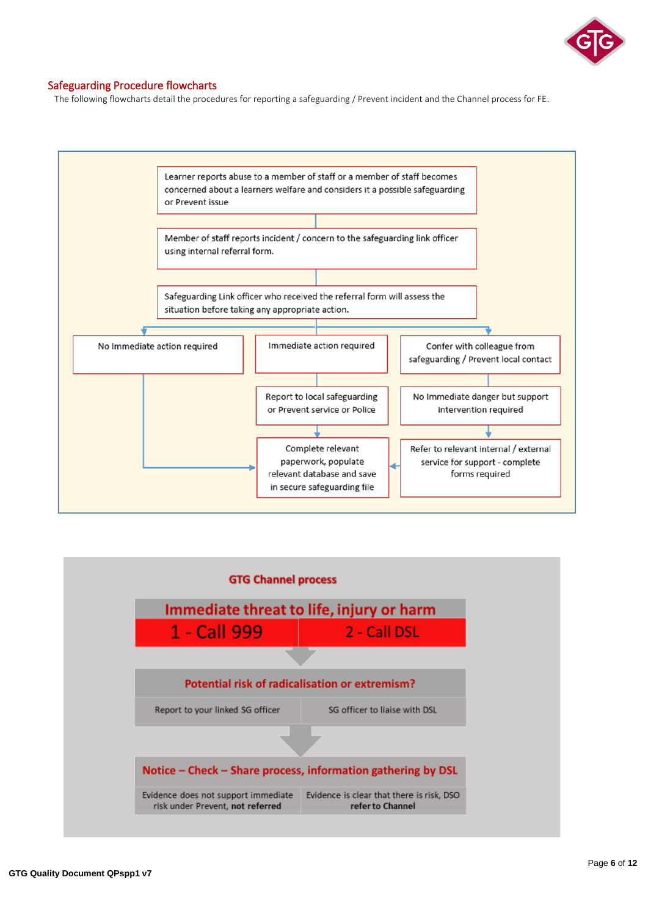## Safeguarding Procedure flowcharts

The following flowcharts detail the procedures for reporting a safeguarding / Prevent incident and the Channel process for FE.

Learner reports abuse to a member of staff or a member of staff becomes concerned about a learners welfare and considers it a possible safeguarding or Prevent issue

Member of staff reports incident / concern to the safeguarding link officer using internal referral form.

Safeguarding Link officer who received the referral form will assess the situation before taking any appropriate action.

No Immediate action required

Immediate action required

Confer with colleague from safeguarding / Prevent local contact

Report to local safeguarding or Prevent service or Police

No Immediate danger but support intervention required

Complete relevant paperwork, populate relevant database and save in secure safeguarding file

Refer to relevant internal / external service for support - complete forms required

### GTG Channel process

**Immediate threat to life, injury or harm**

1 - Call 999

2 - Call DSL

**Potential risk of radicalisation or extremism?**

Report to your linked SG officer

SG officer to liaise with DSL

**Notice – Check – Share process, information gathering by DSL**

Evidence does not support immediate risk under Prevent, **not referred**

Evidence is clear that there is risk, DSO **refer to Channel**

**GTG Quality Document QPspp1 v7**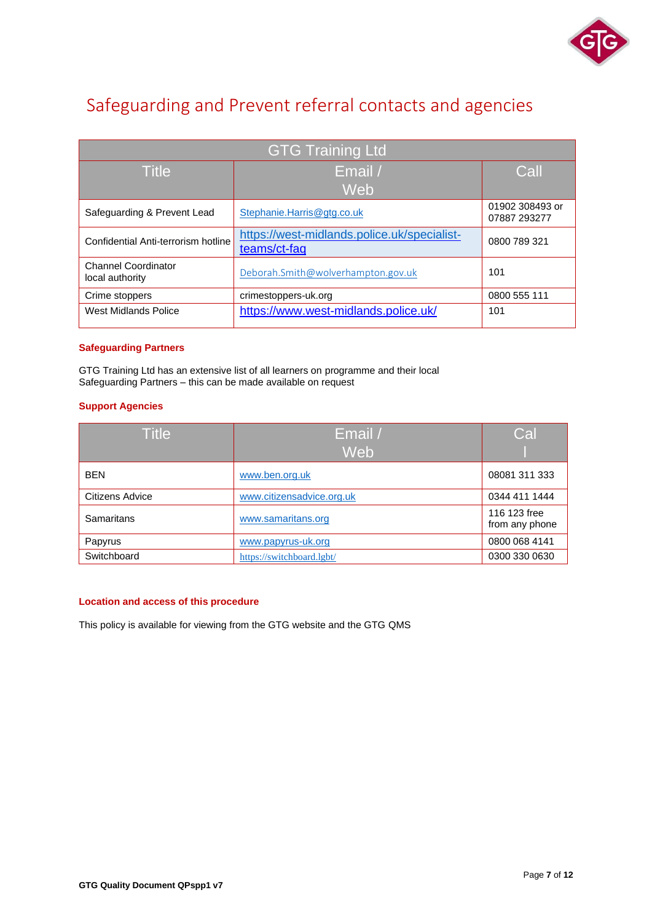# Safeguarding and Prevent referral contacts and agencies

| GTG Training Ltd | | |
|---|---|---|
| Title | Email / Web | Call |
| Safeguarding & Prevent Lead | Stephanie.Harris@gtg.co.uk | 01902 308493 or 07887 293277 |
| Confidential Anti-terrorism hotline | https://west-midlands.police.uk/specialist-teams/ct-faq | 0800 789 321 |
| Channel Coordinator local authority | Deborah.Smith@wolverhampton.gov.uk | 101 |
| Crime stoppers | crimestoppers-uk.org | 0800 555 111 |
| West Midlands Police | https://www.west-midlands.police.uk/ | 101 |

**Safeguarding Partners**

GTG Training Ltd has an extensive list of all learners on programme and their local Safeguarding Partners – this can be made available on request

**Support Agencies**

| Title | Email / Web | Call |
|---|---|---|
| BEN | www.ben.org.uk | 08081 311 333 |
| Citizens Advice | www.citizensadvice.org.uk | 0344 411 1444 |
| Samaritans | www.samaritans.org | 116 123 free from any phone |
| Papyrus | www.papyrus-uk.org | 0800 068 4141 |
| Switchboard | https://switchboard.lgbt/ | 0300 330 0630 |

**Location and access of this procedure**

This policy is available for viewing from the GTG website and the GTG QMS

**GTG Quality Document QPspp1 v7**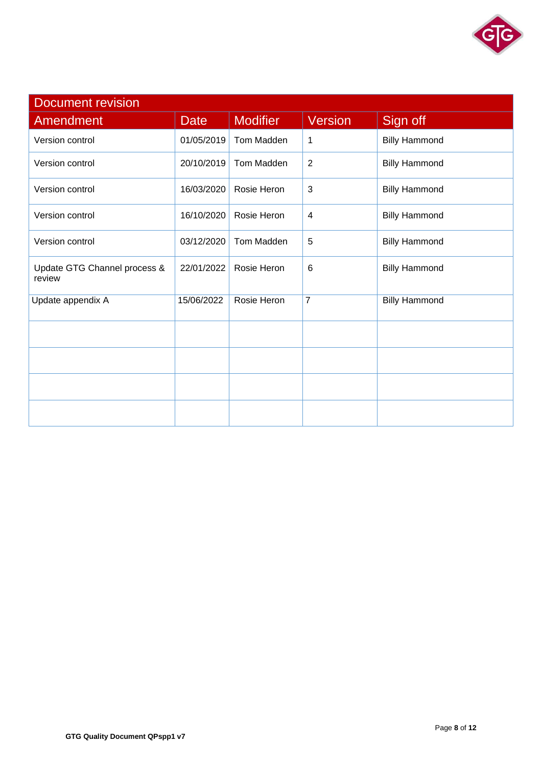| Document revision | | | | |
|---|---|---|---|---|
| **Amendment** | **Date** | **Modifier** | **Version** | **Sign off** |
| Version control | 01/05/2019 | Tom Madden | 1 | Billy Hammond |
| Version control | 20/10/2019 | Tom Madden | 2 | Billy Hammond |
| Version control | 16/03/2020 | Rosie Heron | 3 | Billy Hammond |
| Version control | 16/10/2020 | Rosie Heron | 4 | Billy Hammond |
| Version control | 03/12/2020 | Tom Madden | 5 | Billy Hammond |
| Update GTG Channel process & review | 22/01/2022 | Rosie Heron | 6 | Billy Hammond |
| Update appendix A | 15/06/2022 | Rosie Heron | 7 | Billy Hammond |
| | | | | |
| | | | | |
| | | | | |
| | | | | |

**GTG Quality Document QPspp1 v7**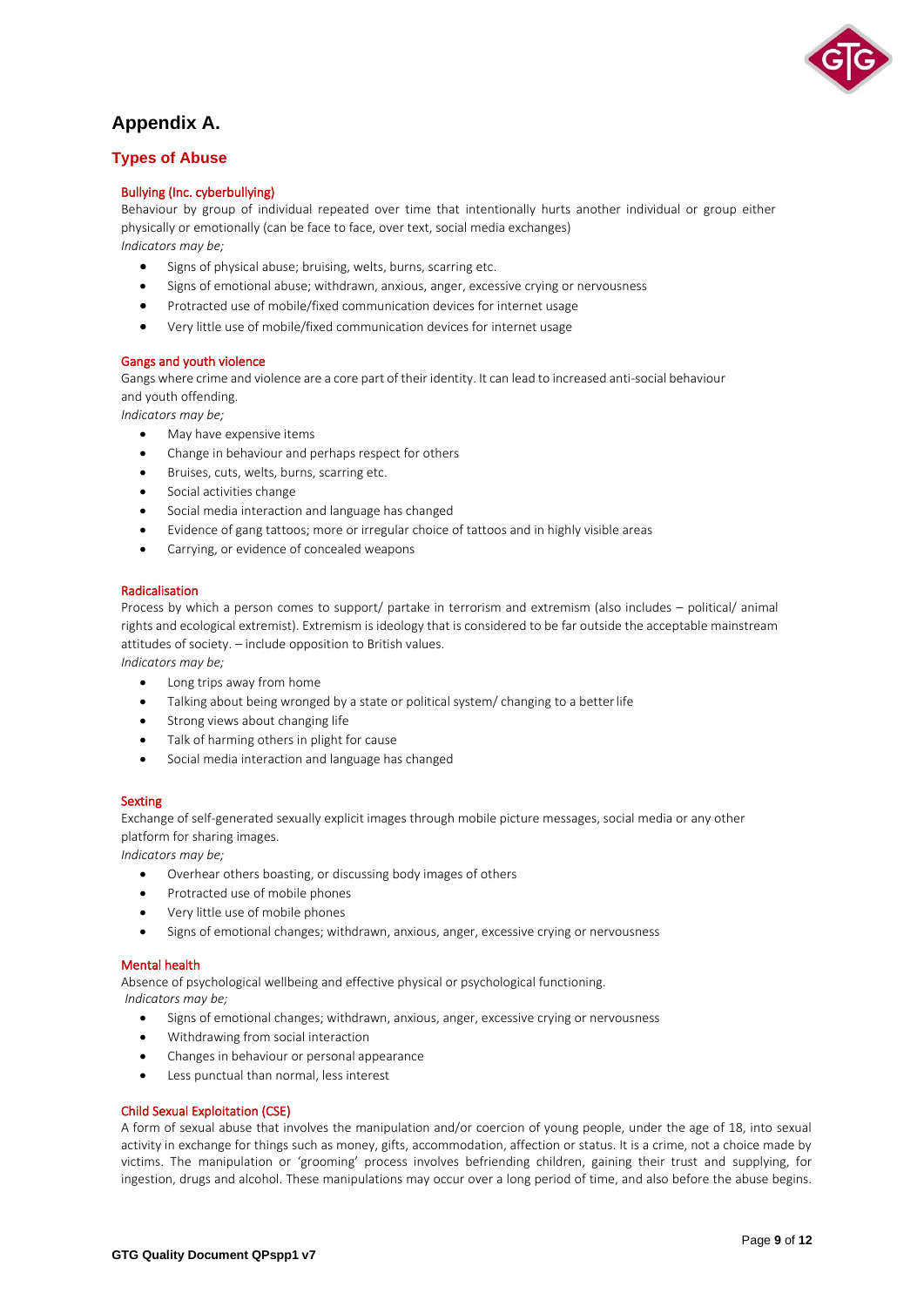# Appendix A.

## Types of Abuse

### Bullying (Inc. cyberbullying)

Behaviour by group of individual repeated over time that intentionally hurts another individual or group either physically or emotionally (can be face to face, over text, social media exchanges)

*Indicators may be;*

- Signs of physical abuse; bruising, welts, burns, scarring etc.
- Signs of emotional abuse; withdrawn, anxious, anger, excessive crying or nervousness
- Protracted use of mobile/fixed communication devices for internet usage
- Very little use of mobile/fixed communication devices for internet usage

### Gangs and youth violence

Gangs where crime and violence are a core part of their identity. It can lead to increased anti-social behaviour and youth offending.

*Indicators may be;*

- May have expensive items
- Change in behaviour and perhaps respect for others
- Bruises, cuts, welts, burns, scarring etc.
- Social activities change
- Social media interaction and language has changed
- Evidence of gang tattoos; more or irregular choice of tattoos and in highly visible areas
- Carrying, or evidence of concealed weapons

### Radicalisation

Process by which a person comes to support/ partake in terrorism and extremism (also includes – political/ animal rights and ecological extremist). Extremism is ideology that is considered to be far outside the acceptable mainstream attitudes of society. – include opposition to British values.

*Indicators may be;*

- Long trips away from home
- Talking about being wronged by a state or political system/ changing to a better life
- Strong views about changing life
- Talk of harming others in plight for cause
- Social media interaction and language has changed

### Sexting

Exchange of self-generated sexually explicit images through mobile picture messages, social media or any other platform for sharing images.

*Indicators may be;*

- Overhear others boasting, or discussing body images of others
- Protracted use of mobile phones
- Very little use of mobile phones
- Signs of emotional changes; withdrawn, anxious, anger, excessive crying or nervousness

### Mental health

Absence of psychological wellbeing and effective physical or psychological functioning.

*Indicators may be;*

- Signs of emotional changes; withdrawn, anxious, anger, excessive crying or nervousness
- Withdrawing from social interaction
- Changes in behaviour or personal appearance
- Less punctual than normal, less interest

### Child Sexual Exploitation (CSE)

A form of sexual abuse that involves the manipulation and/or coercion of young people, under the age of 18, into sexual activity in exchange for things such as money, gifts, accommodation, affection or status. It is a crime, not a choice made by victims. The manipulation or 'grooming' process involves befriending children, gaining their trust and supplying, for ingestion, drugs and alcohol. These manipulations may occur over a long period of time, and also before the abuse begins.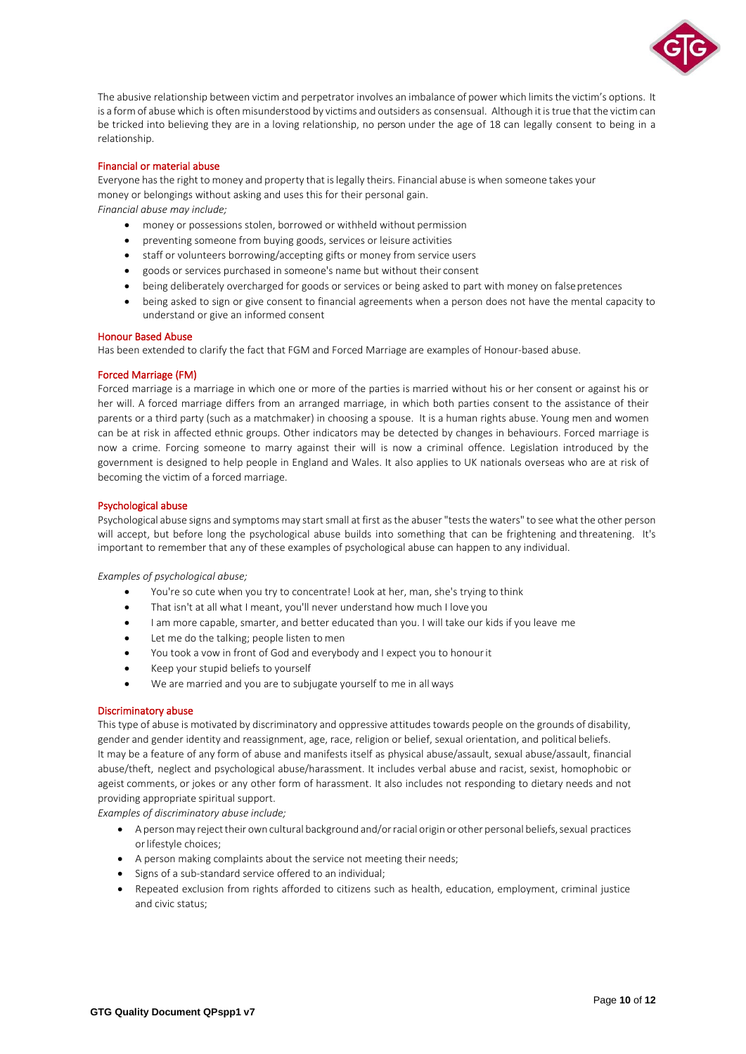The abusive relationship between victim and perpetrator involves an imbalance of power which limits the victim's options. It is a form of abuse which is often misunderstood by victims and outsiders as consensual. Although it is true that the victim can be tricked into believing they are in a loving relationship, no person under the age of 18 can legally consent to being in a relationship.

### Financial or material abuse

Everyone has the right to money and property that is legally theirs. Financial abuse is when someone takes your money or belongings without asking and uses this for their personal gain.

*Financial abuse may include;*

- money or possessions stolen, borrowed or withheld without permission
- preventing someone from buying goods, services or leisure activities
- staff or volunteers borrowing/accepting gifts or money from service users
- goods or services purchased in someone's name but without their consent
- being deliberately overcharged for goods or services or being asked to part with money on false pretences
- being asked to sign or give consent to financial agreements when a person does not have the mental capacity to understand or give an informed consent

### Honour Based Abuse

Has been extended to clarify the fact that FGM and Forced Marriage are examples of Honour-based abuse.

### Forced Marriage (FM)

Forced marriage is a marriage in which one or more of the parties is married without his or her consent or against his or her will. A forced marriage differs from an arranged marriage, in which both parties consent to the assistance of their parents or a third party (such as a matchmaker) in choosing a spouse. It is a human rights abuse. Young men and women can be at risk in affected ethnic groups. Other indicators may be detected by changes in behaviours. Forced marriage is now a crime. Forcing someone to marry against their will is now a criminal offence. Legislation introduced by the government is designed to help people in England and Wales. It also applies to UK nationals overseas who are at risk of becoming the victim of a forced marriage.

### Psychological abuse

Psychological abuse signs and symptoms may start small at first as the abuser "tests the waters" to see what the other person will accept, but before long the psychological abuse builds into something that can be frightening and threatening. It's important to remember that any of these examples of psychological abuse can happen to any individual.

*Examples of psychological abuse;*

- You're so cute when you try to concentrate! Look at her, man, she's trying to think
- That isn't at all what I meant, you'll never understand how much I love you
- I am more capable, smarter, and better educated than you. I will take our kids if you leave me
- Let me do the talking; people listen to men
- You took a vow in front of God and everybody and I expect you to honour it
- Keep your stupid beliefs to yourself
- We are married and you are to subjugate yourself to me in all ways

### Discriminatory abuse

This type of abuse is motivated by discriminatory and oppressive attitudes towards people on the grounds of disability, gender and gender identity and reassignment, age, race, religion or belief, sexual orientation, and political beliefs.

It may be a feature of any form of abuse and manifests itself as physical abuse/assault, sexual abuse/assault, financial abuse/theft, neglect and psychological abuse/harassment. It includes verbal abuse and racist, sexist, homophobic or ageist comments, or jokes or any other form of harassment. It also includes not responding to dietary needs and not providing appropriate spiritual support.

*Examples of discriminatory abuse include;*

- A person may reject their own cultural background and/or racial origin or other personal beliefs, sexual practices or lifestyle choices;
- A person making complaints about the service not meeting their needs;
- Signs of a sub-standard service offered to an individual;
- Repeated exclusion from rights afforded to citizens such as health, education, employment, criminal justice and civic status;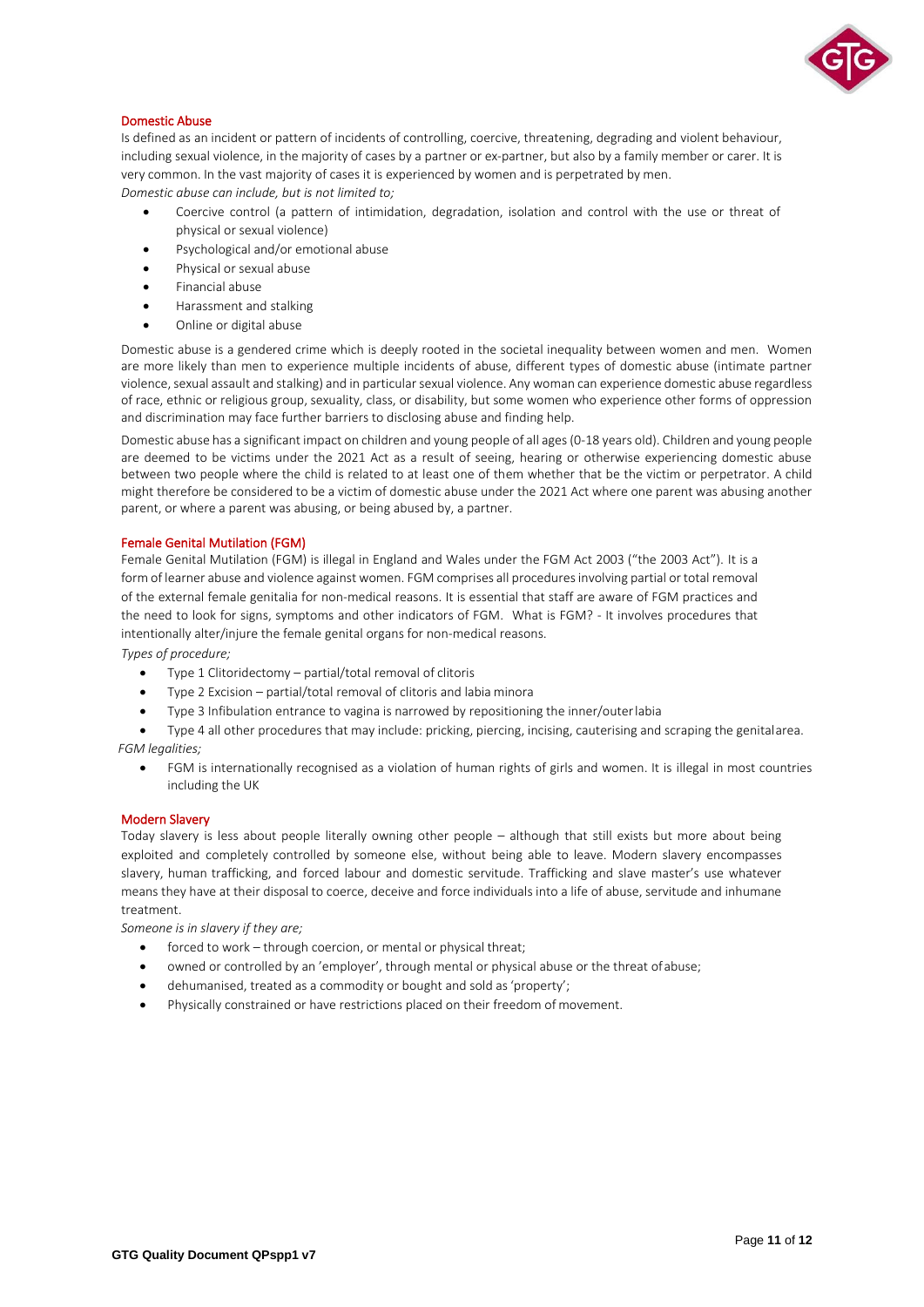## Domestic Abuse

Is defined as an incident or pattern of incidents of controlling, coercive, threatening, degrading and violent behaviour, including sexual violence, in the majority of cases by a partner or ex-partner, but also by a family member or carer. It is very common. In the vast majority of cases it is experienced by women and is perpetrated by men.

*Domestic abuse can include, but is not limited to;*

- Coercive control (a pattern of intimidation, degradation, isolation and control with the use or threat of physical or sexual violence)
- Psychological and/or emotional abuse
- Physical or sexual abuse
- Financial abuse
- Harassment and stalking
- Online or digital abuse

Domestic abuse is a gendered crime which is deeply rooted in the societal inequality between women and men. Women are more likely than men to experience multiple incidents of abuse, different types of domestic abuse (intimate partner violence, sexual assault and stalking) and in particular sexual violence. Any woman can experience domestic abuse regardless of race, ethnic or religious group, sexuality, class, or disability, but some women who experience other forms of oppression and discrimination may face further barriers to disclosing abuse and finding help.

Domestic abuse has a significant impact on children and young people of all ages (0-18 years old). Children and young people are deemed to be victims under the 2021 Act as a result of seeing, hearing or otherwise experiencing domestic abuse between two people where the child is related to at least one of them whether that be the victim or perpetrator. A child might therefore be considered to be a victim of domestic abuse under the 2021 Act where one parent was abusing another parent, or where a parent was abusing, or being abused by, a partner.

## Female Genital Mutilation (FGM)

Female Genital Mutilation (FGM) is illegal in England and Wales under the FGM Act 2003 ("the 2003 Act"). It is a form of learner abuse and violence against women. FGM comprises all procedures involving partial or total removal of the external female genitalia for non-medical reasons. It is essential that staff are aware of FGM practices and the need to look for signs, symptoms and other indicators of FGM. What is FGM? - It involves procedures that intentionally alter/injure the female genital organs for non-medical reasons.

*Types of procedure;*

- Type 1 Clitoridectomy – partial/total removal of clitoris
- Type 2 Excision – partial/total removal of clitoris and labia minora
- Type 3 Infibulation entrance to vagina is narrowed by repositioning the inner/outer labia
- Type 4 all other procedures that may include: pricking, piercing, incising, cauterising and scraping the genital area.

*FGM legalities;*

- FGM is internationally recognised as a violation of human rights of girls and women. It is illegal in most countries including the UK

## Modern Slavery

Today slavery is less about people literally owning other people – although that still exists but more about being exploited and completely controlled by someone else, without being able to leave. Modern slavery encompasses slavery, human trafficking, and forced labour and domestic servitude. Trafficking and slave master's use whatever means they have at their disposal to coerce, deceive and force individuals into a life of abuse, servitude and inhumane treatment.

*Someone is in slavery if they are;*

- forced to work – through coercion, or mental or physical threat;
- owned or controlled by an 'employer', through mental or physical abuse or the threat of abuse;
- dehumanised, treated as a commodity or bought and sold as 'property';
- Physically constrained or have restrictions placed on their freedom of movement.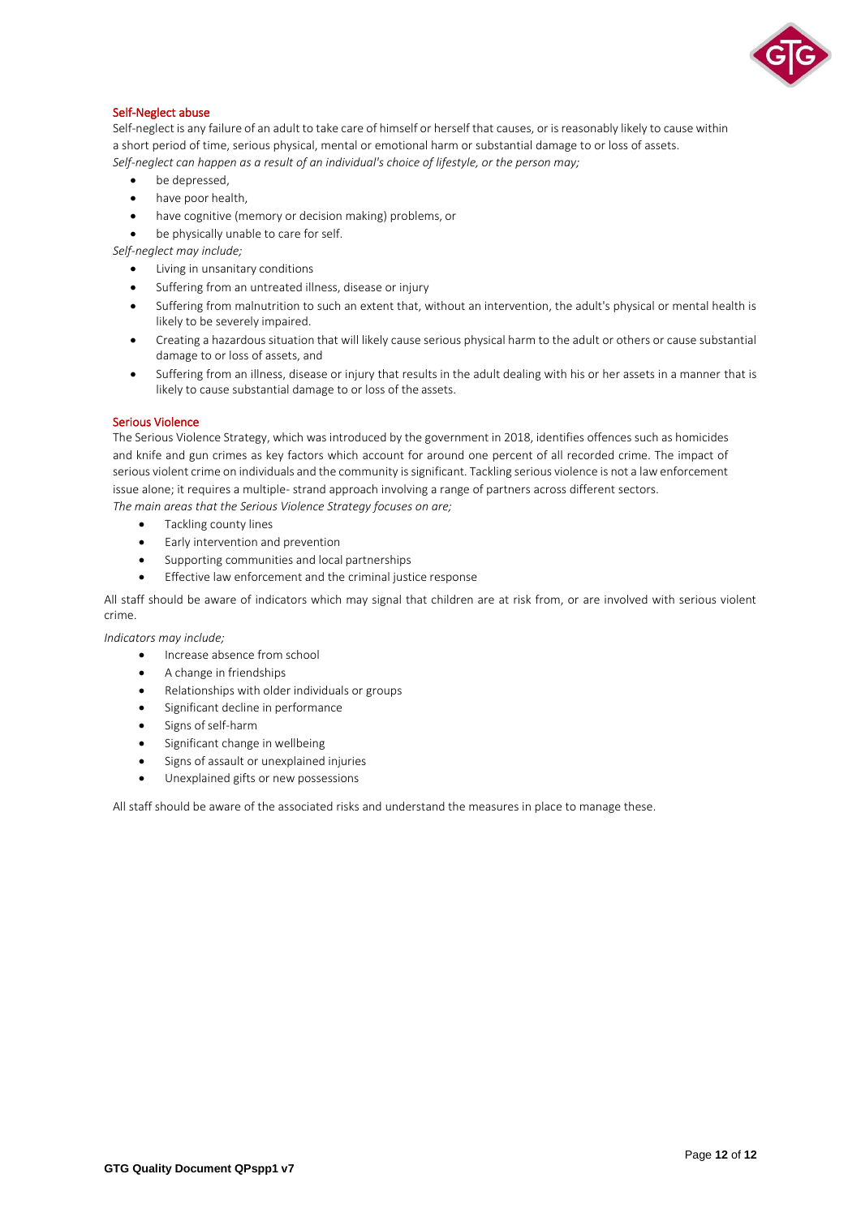### Self-Neglect abuse

Self-neglect is any failure of an adult to take care of himself or herself that causes, or is reasonably likely to cause within a short period of time, serious physical, mental or emotional harm or substantial damage to or loss of assets.

*Self-neglect can happen as a result of an individual's choice of lifestyle, or the person may;*

- be depressed,
- have poor health,
- have cognitive (memory or decision making) problems, or
- be physically unable to care for self.

*Self-neglect may include;*

- Living in unsanitary conditions
- Suffering from an untreated illness, disease or injury
- Suffering from malnutrition to such an extent that, without an intervention, the adult's physical or mental health is likely to be severely impaired.
- Creating a hazardous situation that will likely cause serious physical harm to the adult or others or cause substantial damage to or loss of assets, and
- Suffering from an illness, disease or injury that results in the adult dealing with his or her assets in a manner that is likely to cause substantial damage to or loss of the assets.

### Serious Violence

The Serious Violence Strategy, which was introduced by the government in 2018, identifies offences such as homicides and knife and gun crimes as key factors which account for around one percent of all recorded crime. The impact of serious violent crime on individuals and the community is significant. Tackling serious violence is not a law enforcement issue alone; it requires a multiple- strand approach involving a range of partners across different sectors.

*The main areas that the Serious Violence Strategy focuses on are;*

- Tackling county lines
- Early intervention and prevention
- Supporting communities and local partnerships
- Effective law enforcement and the criminal justice response

All staff should be aware of indicators which may signal that children are at risk from, or are involved with serious violent crime.

*Indicators may include;*

- Increase absence from school
- A change in friendships
- Relationships with older individuals or groups
- Significant decline in performance
- Signs of self-harm
- Significant change in wellbeing
- Signs of assault or unexplained injuries
- Unexplained gifts or new possessions

All staff should be aware of the associated risks and understand the measures in place to manage these.